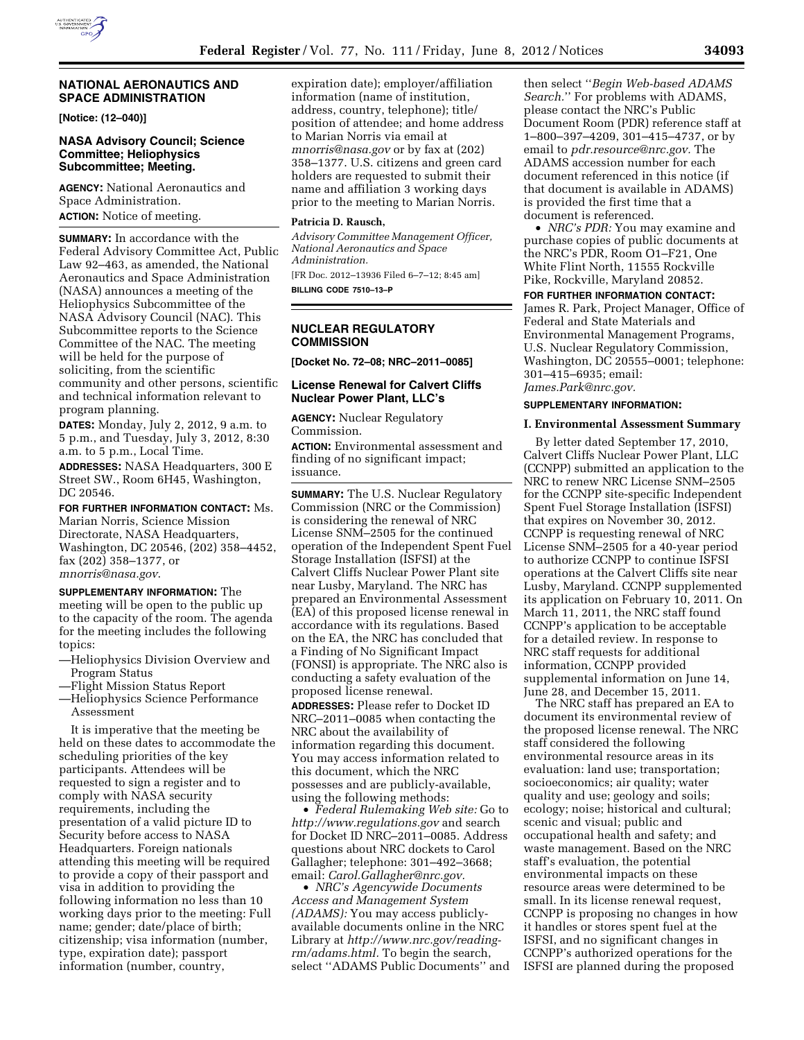## NATIONAL AERONAUTICS AND SPACE ADMINISTRATION

**[Notice: (12–040)]**

### NASA Advisory Council; Science Committee; Heliophysics Subcommittee; Meeting.

**AGENCY:** National Aeronautics and Space Administration.

**ACTION:** Notice of meeting.

**SUMMARY:** In accordance with the Federal Advisory Committee Act, Public Law 92–463, as amended, the National Aeronautics and Space Administration (NASA) announces a meeting of the Heliophysics Subcommittee of the NASA Advisory Council (NAC). This Subcommittee reports to the Science Committee of the NAC. The meeting will be held for the purpose of soliciting, from the scientific community and other persons, scientific and technical information relevant to program planning.

**DATES:** Monday, July 2, 2012, 9 a.m. to 5 p.m., and Tuesday, July 3, 2012, 8:30 a.m. to 5 p.m., Local Time.

**ADDRESSES:** NASA Headquarters, 300 E Street SW., Room 6H45, Washington, DC 20546.

**FOR FURTHER INFORMATION CONTACT:** Ms. Marian Norris, Science Mission Directorate, NASA Headquarters, Washington, DC 20546, (202) 358–4452, fax (202) 358–1377, or *mnorris@nasa.gov*.

**SUPPLEMENTARY INFORMATION:** The meeting will be open to the public up to the capacity of the room. The agenda for the meeting includes the following topics:

—Heliophysics Division Overview and Program Status
—Flight Mission Status Report
—Heliophysics Science Performance Assessment

It is imperative that the meeting be held on these dates to accommodate the scheduling priorities of the key participants. Attendees will be requested to sign a register and to comply with NASA security requirements, including the presentation of a valid picture ID to Security before access to NASA Headquarters. Foreign nationals attending this meeting will be required to provide a copy of their passport and visa in addition to providing the following information no less than 10 working days prior to the meeting: Full name; gender; date/place of birth; citizenship; visa information (number, type, expiration date); passport information (number, country, expiration date); employer/affiliation information (name of institution, address, country, telephone); title/position of attendee; and home address to Marian Norris via email at *mnorris@nasa.gov* or by fax at (202) 358–1377. U.S. citizens and green card holders are requested to submit their name and affiliation 3 working days prior to the meeting to Marian Norris.

**Patricia D. Rausch,**

*Advisory Committee Management Officer, National Aeronautics and Space Administration.*

[FR Doc. 2012–13936 Filed 6–7–12; 8:45 am]

**BILLING CODE 7510–13–P**

## NUCLEAR REGULATORY COMMISSION

**[Docket No. 72–08; NRC–2011–0085]**

### License Renewal for Calvert Cliffs Nuclear Power Plant, LLC's

**AGENCY:** Nuclear Regulatory Commission.

**ACTION:** Environmental assessment and finding of no significant impact; issuance.

**SUMMARY:** The U.S. Nuclear Regulatory Commission (NRC or the Commission) is considering the renewal of NRC License SNM–2505 for the continued operation of the Independent Spent Fuel Storage Installation (ISFSI) at the Calvert Cliffs Nuclear Power Plant site near Lusby, Maryland. The NRC has prepared an Environmental Assessment (EA) of this proposed license renewal in accordance with its regulations. Based on the EA, the NRC has concluded that a Finding of No Significant Impact (FONSI) is appropriate. The NRC also is conducting a safety evaluation of the proposed license renewal.

**ADDRESSES:** Please refer to Docket ID NRC–2011–0085 when contacting the NRC about the availability of information regarding this document. You may access information related to this document, which the NRC possesses and are publicly-available, using the following methods:

- *Federal Rulemaking Web site:* Go to *http://www.regulations.gov* and search for Docket ID NRC–2011–0085. Address questions about NRC dockets to Carol Gallagher; telephone: 301–492–3668; email: *Carol.Gallagher@nrc.gov.*
- *NRC's Agencywide Documents Access and Management System (ADAMS):* You may access publicly-available documents online in the NRC Library at *http://www.nrc.gov/reading-rm/adams.html.* To begin the search, select ''ADAMS Public Documents'' and then select ''*Begin Web-based ADAMS Search.*'' For problems with ADAMS, please contact the NRC's Public Document Room (PDR) reference staff at 1–800–397–4209, 301–415–4737, or by email to *pdr.resource@nrc.gov.* The ADAMS accession number for each document referenced in this notice (if that document is available in ADAMS) is provided the first time that a document is referenced.
- *NRC's PDR:* You may examine and purchase copies of public documents at the NRC's PDR, Room O1–F21, One White Flint North, 11555 Rockville Pike, Rockville, Maryland 20852.

**FOR FURTHER INFORMATION CONTACT:** James R. Park, Project Manager, Office of Federal and State Materials and Environmental Management Programs, U.S. Nuclear Regulatory Commission, Washington, DC 20555–0001; telephone: 301–415–6935; email: *James.Park@nrc.gov.*

**SUPPLEMENTARY INFORMATION:**

#### I. Environmental Assessment Summary

By letter dated September 17, 2010, Calvert Cliffs Nuclear Power Plant, LLC (CCNPP) submitted an application to the NRC to renew NRC License SNM–2505 for the CCNPP site-specific Independent Spent Fuel Storage Installation (ISFSI) that expires on November 30, 2012. CCNPP is requesting renewal of NRC License SNM–2505 for a 40-year period to authorize CCNPP to continue ISFSI operations at the Calvert Cliffs site near Lusby, Maryland. CCNPP supplemented its application on February 10, 2011. On March 11, 2011, the NRC staff found CCNPP's application to be acceptable for a detailed review. In response to NRC staff requests for additional information, CCNPP provided supplemental information on June 14, June 28, and December 15, 2011.

The NRC staff has prepared an EA to document its environmental review of the proposed license renewal. The NRC staff considered the following environmental resource areas in its evaluation: land use; transportation; socioeconomics; air quality; water quality and use; geology and soils; ecology; noise; historical and cultural; scenic and visual; public and occupational health and safety; and waste management. Based on the NRC staff's evaluation, the potential environmental impacts on these resource areas were determined to be small. In its license renewal request, CCNPP is proposing no changes in how it handles or stores spent fuel at the ISFSI, and no significant changes in CCNPP's authorized operations for the ISFSI are planned during the proposed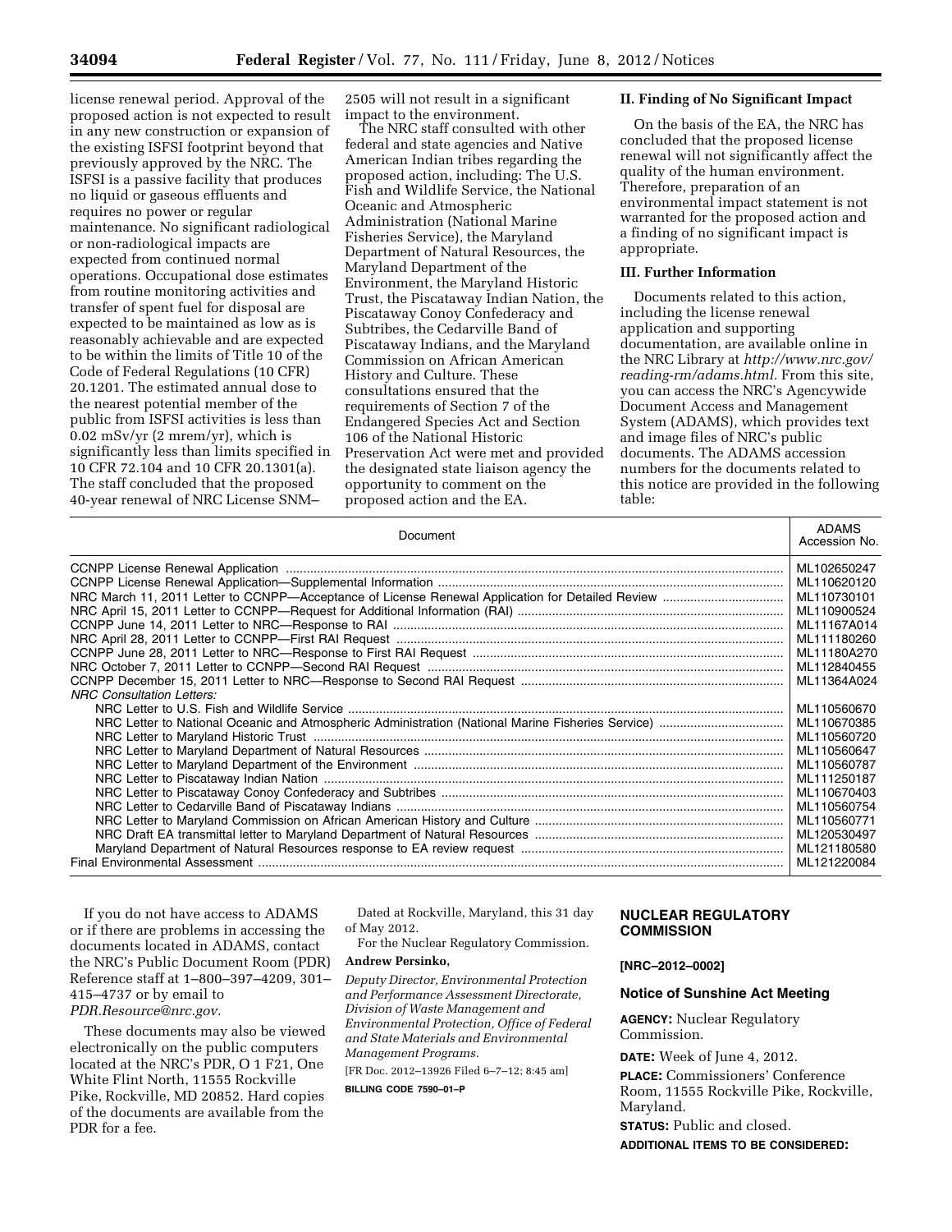license renewal period. Approval of the proposed action is not expected to result in any new construction or expansion of the existing ISFSI footprint beyond that previously approved by the NRC. The ISFSI is a passive facility that produces no liquid or gaseous effluents and requires no power or regular maintenance. No significant radiological or non-radiological impacts are expected from continued normal operations. Occupational dose estimates from routine monitoring activities and transfer of spent fuel for disposal are expected to be maintained as low as is reasonably achievable and are expected to be within the limits of Title 10 of the Code of Federal Regulations (10 CFR) 20.1201. The estimated annual dose to the nearest potential member of the public from ISFSI activities is less than 0.02 mSv/yr (2 mrem/yr), which is significantly less than limits specified in 10 CFR 72.104 and 10 CFR 20.1301(a). The staff concluded that the proposed 40-year renewal of NRC License SNM–2505 will not result in a significant impact to the environment.

The NRC staff consulted with other federal and state agencies and Native American Indian tribes regarding the proposed action, including: The U.S. Fish and Wildlife Service, the National Oceanic and Atmospheric Administration (National Marine Fisheries Service), the Maryland Department of Natural Resources, the Maryland Department of the Environment, the Maryland Historic Trust, the Piscataway Indian Nation, the Piscataway Conoy Confederacy and Subtribes, the Cedarville Band of Piscataway Indians, and the Maryland Commission on African American History and Culture. These consultations ensured that the requirements of Section 7 of the Endangered Species Act and Section 106 of the National Historic Preservation Act were met and provided the designated state liaison agency the opportunity to comment on the proposed action and the EA.

## II. Finding of No Significant Impact

On the basis of the EA, the NRC has concluded that the proposed license renewal will not significantly affect the quality of the human environment. Therefore, preparation of an environmental impact statement is not warranted for the proposed action and a finding of no significant impact is appropriate.

## III. Further Information

Documents related to this action, including the license renewal application and supporting documentation, are available online in the NRC Library at *http://www.nrc.gov/reading-rm/adams.html.* From this site, you can access the NRC's Agencywide Document Access and Management System (ADAMS), which provides text and image files of NRC's public documents. The ADAMS accession numbers for the documents related to this notice are provided in the following table:

| Document | ADAMS Accession No. |
|---|---|
| CCNPP License Renewal Application | ML102650247 |
| CCNPP License Renewal Application—Supplemental Information | ML110620120 |
| NRC March 11, 2011 Letter to CCNPP—Acceptance of License Renewal Application for Detailed Review | ML110730101 |
| NRC April 15, 2011 Letter to CCNPP—Request for Additional Information (RAI) | ML110900524 |
| CCNPP June 14, 2011 Letter to NRC—Response to RAI | ML11167A014 |
| NRC April 28, 2011 Letter to CCNPP—First RAI Request | ML111180260 |
| CCNPP June 28, 2011 Letter to NRC—Response to First RAI Request | ML11180A270 |
| NRC October 7, 2011 Letter to CCNPP—Second RAI Request | ML112840455 |
| CCNPP December 15, 2011 Letter to NRC—Response to Second RAI Request | ML11364A024 |
| *NRC Consultation Letters:* | |
| NRC Letter to U.S. Fish and Wildlife Service | ML110560670 |
| NRC Letter to National Oceanic and Atmospheric Administration (National Marine Fisheries Service) | ML110670385 |
| NRC Letter to Maryland Historic Trust | ML110560720 |
| NRC Letter to Maryland Department of Natural Resources | ML110560647 |
| NRC Letter to Maryland Department of the Environment | ML110560787 |
| NRC Letter to Piscataway Indian Nation | ML111250187 |
| NRC Letter to Piscataway Conoy Confederacy and Subtribes | ML110670403 |
| NRC Letter to Cedarville Band of Piscataway Indians | ML110560754 |
| NRC Letter to Maryland Commission on African American History and Culture | ML110560771 |
| NRC Draft EA transmittal letter to Maryland Department of Natural Resources | ML120530497 |
| Maryland Department of Natural Resources response to EA review request | ML121180580 |
| Final Environmental Assessment | ML121220084 |

If you do not have access to ADAMS or if there are problems in accessing the documents located in ADAMS, contact the NRC's Public Document Room (PDR) Reference staff at 1–800–397–4209, 301–415–4737 or by email to *PDR.Resource@nrc.gov.*

These documents may also be viewed electronically on the public computers located at the NRC's PDR, O 1 F21, One White Flint North, 11555 Rockville Pike, Rockville, MD 20852. Hard copies of the documents are available from the PDR for a fee.

Dated at Rockville, Maryland, this 31 day of May 2012.

For the Nuclear Regulatory Commission.

**Andrew Persinko,**

*Deputy Director, Environmental Protection and Performance Assessment Directorate, Division of Waste Management and Environmental Protection, Office of Federal and State Materials and Environmental Management Programs.*

[FR Doc. 2012–13926 Filed 6–7–12; 8:45 am]

**BILLING CODE 7590–01–P**

## NUCLEAR REGULATORY COMMISSION

**[NRC–2012–0002]**

## Notice of Sunshine Act Meeting

**AGENCY:** Nuclear Regulatory Commission.

**DATE:** Week of June 4, 2012.

**PLACE:** Commissioners' Conference Room, 11555 Rockville Pike, Rockville, Maryland.

**STATUS:** Public and closed.

**ADDITIONAL ITEMS TO BE CONSIDERED:**